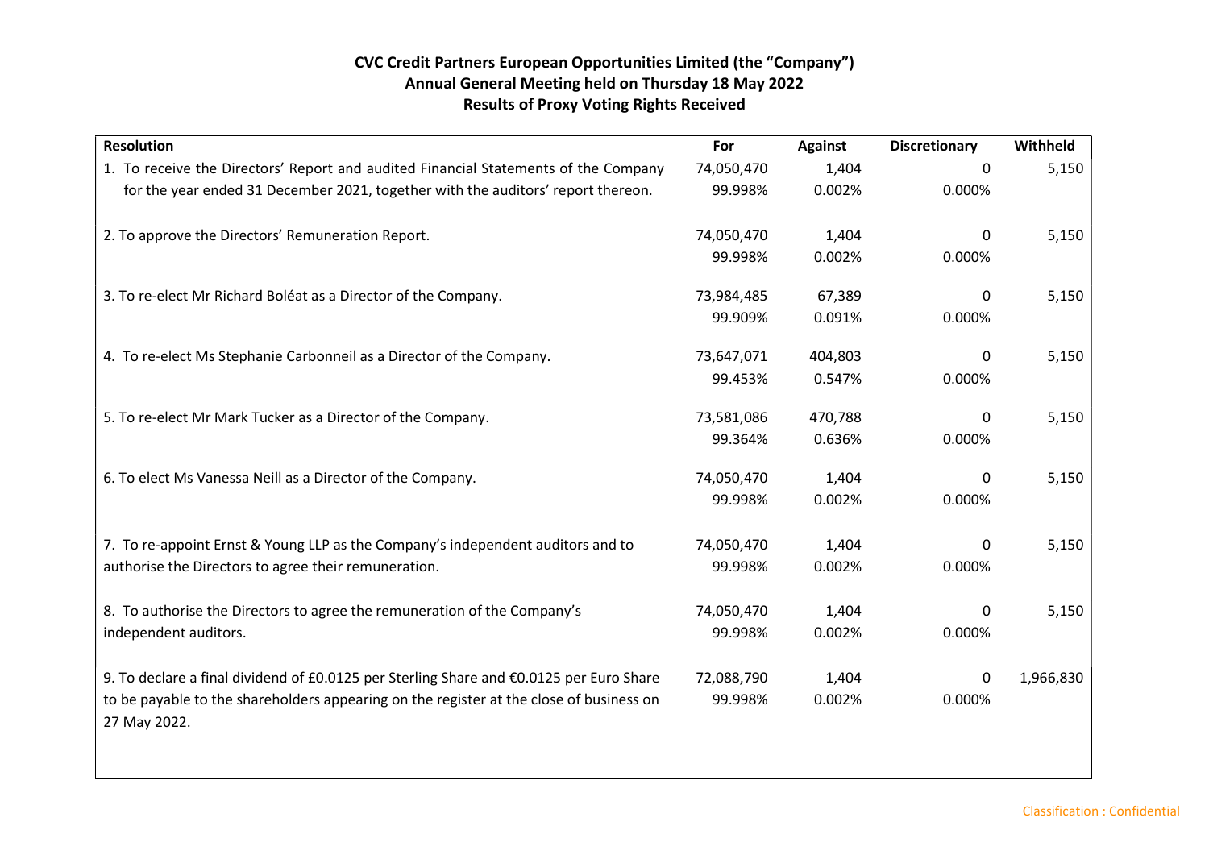**CVC Credit Partners European Opportunities Limited (the "Company")**
**Annual General Meeting held on Thursday 18 May 2022**
**Results of Proxy Voting Rights Received**

| Resolution | For | Against | Discretionary | Withheld |
|---|---|---|---|---|
| 1. To receive the Directors' Report and audited Financial Statements of the Company for the year ended 31 December 2021, together with the auditors' report thereon. | 74,050,470<br>99.998% | 1,404<br>0.002% | 0<br>0.000% | 5,150 |
| 2. To approve the Directors' Remuneration Report. | 74,050,470<br>99.998% | 1,404<br>0.002% | 0<br>0.000% | 5,150 |
| 3. To re-elect Mr Richard Boléat as a Director of the Company. | 73,984,485<br>99.909% | 67,389<br>0.091% | 0<br>0.000% | 5,150 |
| 4. To re-elect Ms Stephanie Carbonneil as a Director of the Company. | 73,647,071<br>99.453% | 404,803<br>0.547% | 0<br>0.000% | 5,150 |
| 5. To re-elect Mr Mark Tucker as a Director of the Company. | 73,581,086<br>99.364% | 470,788<br>0.636% | 0<br>0.000% | 5,150 |
| 6. To elect Ms Vanessa Neill as a Director of the Company. | 74,050,470<br>99.998% | 1,404<br>0.002% | 0<br>0.000% | 5,150 |
| 7. To re-appoint Ernst & Young LLP as the Company's independent auditors and to authorise the Directors to agree their remuneration. | 74,050,470<br>99.998% | 1,404<br>0.002% | 0<br>0.000% | 5,150 |
| 8. To authorise the Directors to agree the remuneration of the Company's independent auditors. | 74,050,470<br>99.998% | 1,404<br>0.002% | 0<br>0.000% | 5,150 |
| 9. To declare a final dividend of £0.0125 per Sterling Share and €0.0125 per Euro Share to be payable to the shareholders appearing on the register at the close of business on 27 May 2022. | 72,088,790<br>99.998% | 1,404<br>0.002% | 0<br>0.000% | 1,966,830 |

Classification : Confidential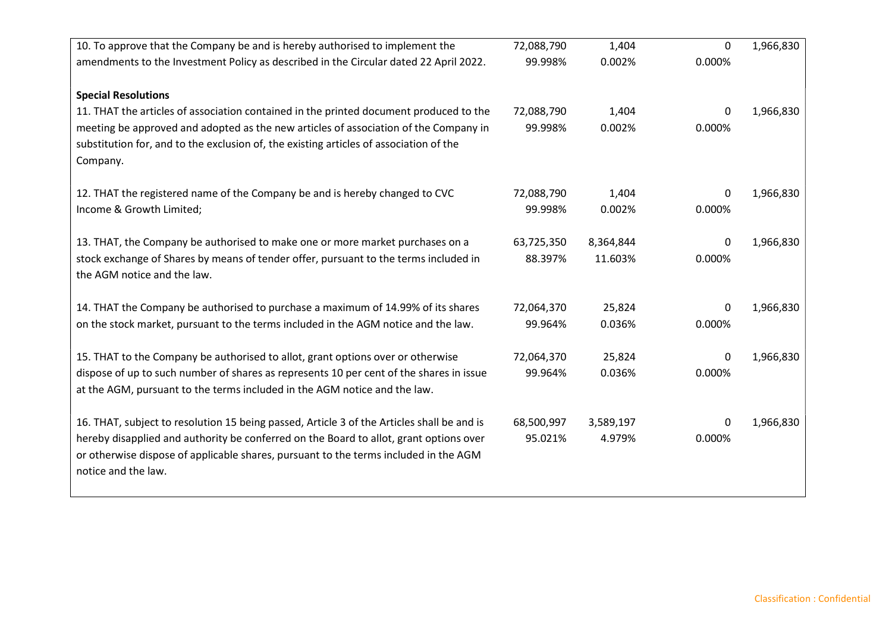| | | | | |
|---|---|---|---|---|
| 10. To approve that the Company be and is hereby authorised to implement the amendments to the Investment Policy as described in the Circular dated 22 April 2022. | 72,088,790<br>99.998% | 1,404<br>0.002% | 0<br>0.000% | 1,966,830 |
| **Special Resolutions** | | | | |
| 11. THAT the articles of association contained in the printed document produced to the meeting be approved and adopted as the new articles of association of the Company in substitution for, and to the exclusion of, the existing articles of association of the Company. | 72,088,790<br>99.998% | 1,404<br>0.002% | 0<br>0.000% | 1,966,830 |
| 12. THAT the registered name of the Company be and is hereby changed to CVC Income & Growth Limited; | 72,088,790<br>99.998% | 1,404<br>0.002% | 0<br>0.000% | 1,966,830 |
| 13. THAT, the Company be authorised to make one or more market purchases on a stock exchange of Shares by means of tender offer, pursuant to the terms included in the AGM notice and the law. | 63,725,350<br>88.397% | 8,364,844<br>11.603% | 0<br>0.000% | 1,966,830 |
| 14. THAT the Company be authorised to purchase a maximum of 14.99% of its shares on the stock market, pursuant to the terms included in the AGM notice and the law. | 72,064,370<br>99.964% | 25,824<br>0.036% | 0<br>0.000% | 1,966,830 |
| 15. THAT to the Company be authorised to allot, grant options over or otherwise dispose of up to such number of shares as represents 10 per cent of the shares in issue at the AGM, pursuant to the terms included in the AGM notice and the law. | 72,064,370<br>99.964% | 25,824<br>0.036% | 0<br>0.000% | 1,966,830 |
| 16. THAT, subject to resolution 15 being passed, Article 3 of the Articles shall be and is hereby disapplied and authority be conferred on the Board to allot, grant options over or otherwise dispose of applicable shares, pursuant to the terms included in the AGM notice and the law. | 68,500,997<br>95.021% | 3,589,197<br>4.979% | 0<br>0.000% | 1,966,830 |

Classification : Confidential